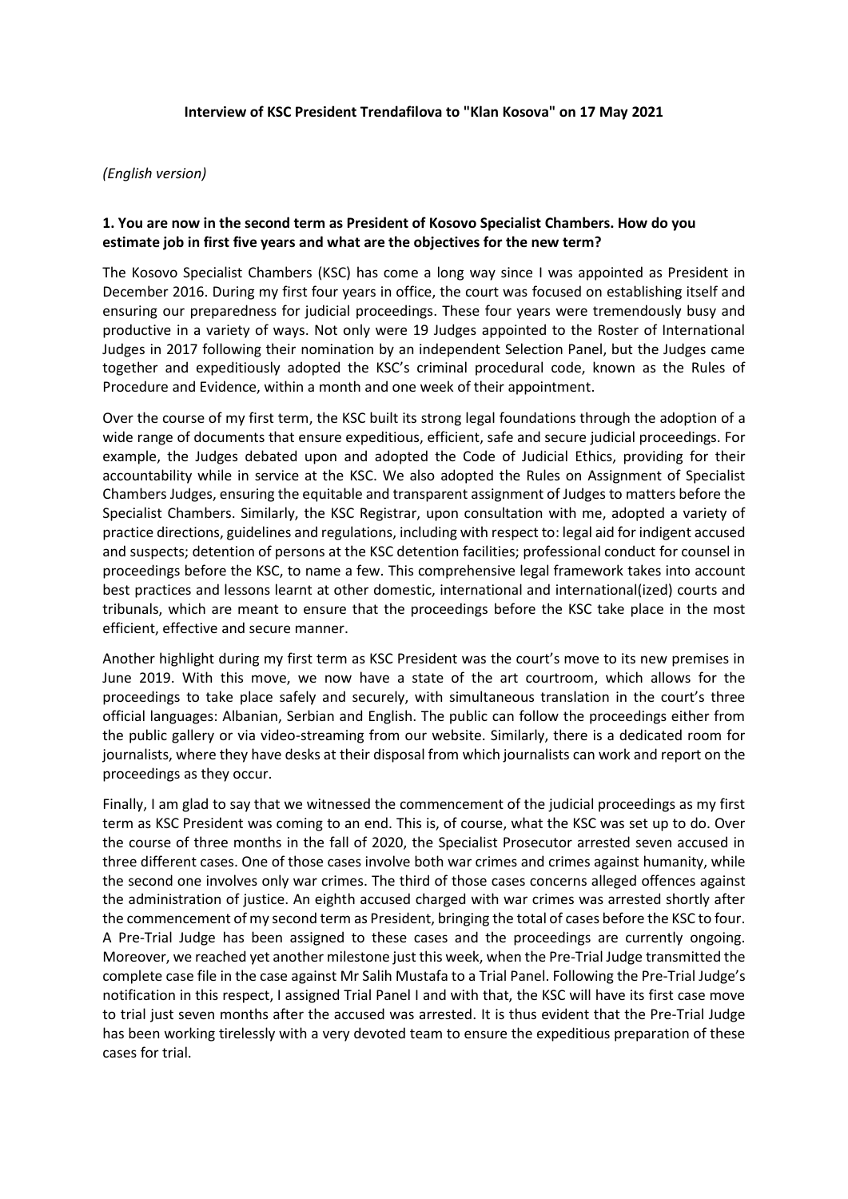**Interview of KSC President Trendafilova to "Klan Kosova" on 17 May 2021**

*(English version)*

**1. You are now in the second term as President of Kosovo Specialist Chambers. How do you estimate job in first five years and what are the objectives for the new term?**

The Kosovo Specialist Chambers (KSC) has come a long way since I was appointed as President in December 2016. During my first four years in office, the court was focused on establishing itself and ensuring our preparedness for judicial proceedings. These four years were tremendously busy and productive in a variety of ways. Not only were 19 Judges appointed to the Roster of International Judges in 2017 following their nomination by an independent Selection Panel, but the Judges came together and expeditiously adopted the KSC's criminal procedural code, known as the Rules of Procedure and Evidence, within a month and one week of their appointment.

Over the course of my first term, the KSC built its strong legal foundations through the adoption of a wide range of documents that ensure expeditious, efficient, safe and secure judicial proceedings. For example, the Judges debated upon and adopted the Code of Judicial Ethics, providing for their accountability while in service at the KSC. We also adopted the Rules on Assignment of Specialist Chambers Judges, ensuring the equitable and transparent assignment of Judges to matters before the Specialist Chambers. Similarly, the KSC Registrar, upon consultation with me, adopted a variety of practice directions, guidelines and regulations, including with respect to: legal aid for indigent accused and suspects; detention of persons at the KSC detention facilities; professional conduct for counsel in proceedings before the KSC, to name a few. This comprehensive legal framework takes into account best practices and lessons learnt at other domestic, international and international(ized) courts and tribunals, which are meant to ensure that the proceedings before the KSC take place in the most efficient, effective and secure manner.

Another highlight during my first term as KSC President was the court's move to its new premises in June 2019. With this move, we now have a state of the art courtroom, which allows for the proceedings to take place safely and securely, with simultaneous translation in the court's three official languages: Albanian, Serbian and English. The public can follow the proceedings either from the public gallery or via video-streaming from our website. Similarly, there is a dedicated room for journalists, where they have desks at their disposal from which journalists can work and report on the proceedings as they occur.

Finally, I am glad to say that we witnessed the commencement of the judicial proceedings as my first term as KSC President was coming to an end. This is, of course, what the KSC was set up to do. Over the course of three months in the fall of 2020, the Specialist Prosecutor arrested seven accused in three different cases. One of those cases involve both war crimes and crimes against humanity, while the second one involves only war crimes. The third of those cases concerns alleged offences against the administration of justice. An eighth accused charged with war crimes was arrested shortly after the commencement of my second term as President, bringing the total of cases before the KSC to four. A Pre-Trial Judge has been assigned to these cases and the proceedings are currently ongoing. Moreover, we reached yet another milestone just this week, when the Pre-Trial Judge transmitted the complete case file in the case against Mr Salih Mustafa to a Trial Panel. Following the Pre-Trial Judge's notification in this respect, I assigned Trial Panel I and with that, the KSC will have its first case move to trial just seven months after the accused was arrested. It is thus evident that the Pre-Trial Judge has been working tirelessly with a very devoted team to ensure the expeditious preparation of these cases for trial.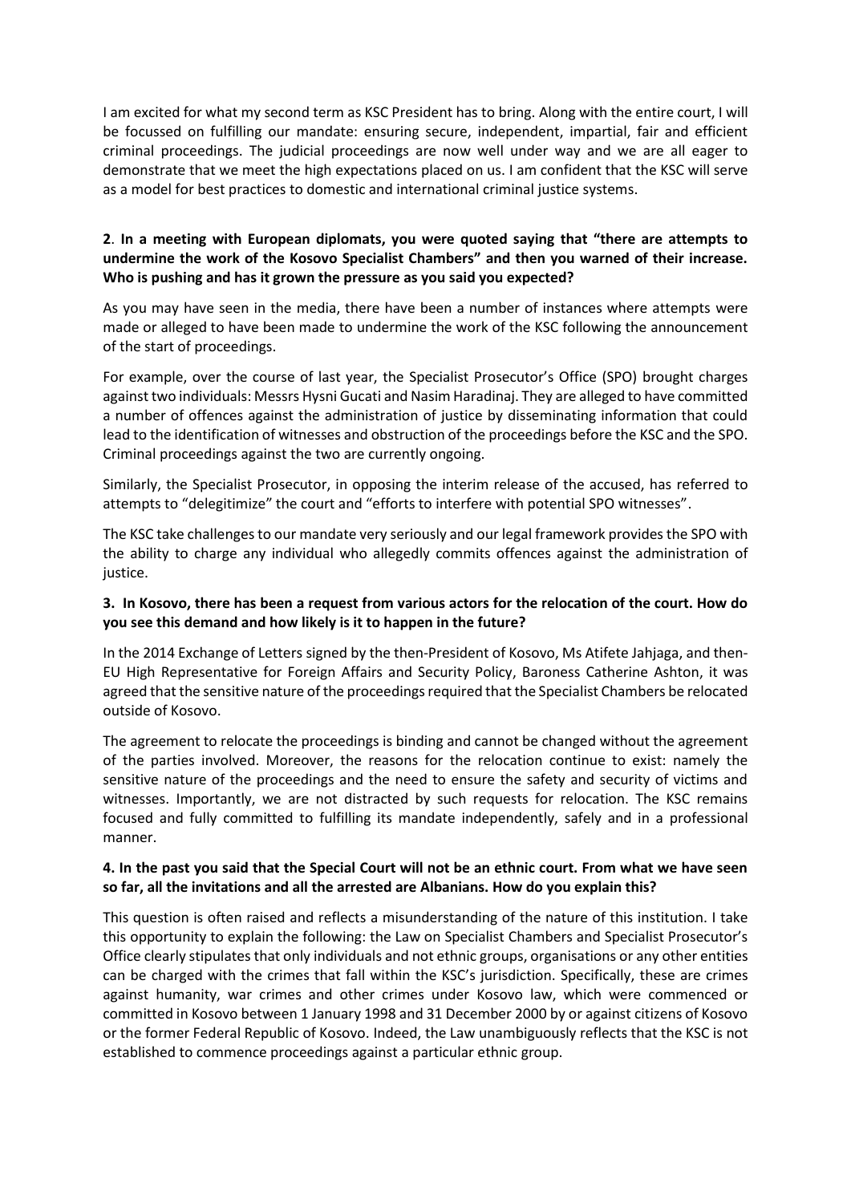I am excited for what my second term as KSC President has to bring. Along with the entire court, I will be focussed on fulfilling our mandate: ensuring secure, independent, impartial, fair and efficient criminal proceedings. The judicial proceedings are now well under way and we are all eager to demonstrate that we meet the high expectations placed on us. I am confident that the KSC will serve as a model for best practices to domestic and international criminal justice systems.

**2**. **In a meeting with European diplomats, you were quoted saying that "there are attempts to undermine the work of the Kosovo Specialist Chambers" and then you warned of their increase. Who is pushing and has it grown the pressure as you said you expected?**

As you may have seen in the media, there have been a number of instances where attempts were made or alleged to have been made to undermine the work of the KSC following the announcement of the start of proceedings.

For example, over the course of last year, the Specialist Prosecutor's Office (SPO) brought charges against two individuals: Messrs Hysni Gucati and Nasim Haradinaj. They are alleged to have committed a number of offences against the administration of justice by disseminating information that could lead to the identification of witnesses and obstruction of the proceedings before the KSC and the SPO. Criminal proceedings against the two are currently ongoing.

Similarly, the Specialist Prosecutor, in opposing the interim release of the accused, has referred to attempts to "delegitimize" the court and "efforts to interfere with potential SPO witnesses".

The KSC take challenges to our mandate very seriously and our legal framework provides the SPO with the ability to charge any individual who allegedly commits offences against the administration of justice.

**3. In Kosovo, there has been a request from various actors for the relocation of the court. How do you see this demand and how likely is it to happen in the future?**

In the 2014 Exchange of Letters signed by the then-President of Kosovo, Ms Atifete Jahjaga, and then-EU High Representative for Foreign Affairs and Security Policy, Baroness Catherine Ashton, it was agreed that the sensitive nature of the proceedings required that the Specialist Chambers be relocated outside of Kosovo.

The agreement to relocate the proceedings is binding and cannot be changed without the agreement of the parties involved. Moreover, the reasons for the relocation continue to exist: namely the sensitive nature of the proceedings and the need to ensure the safety and security of victims and witnesses. Importantly, we are not distracted by such requests for relocation. The KSC remains focused and fully committed to fulfilling its mandate independently, safely and in a professional manner.

**4. In the past you said that the Special Court will not be an ethnic court. From what we have seen so far, all the invitations and all the arrested are Albanians. How do you explain this?**

This question is often raised and reflects a misunderstanding of the nature of this institution. I take this opportunity to explain the following: the Law on Specialist Chambers and Specialist Prosecutor's Office clearly stipulates that only individuals and not ethnic groups, organisations or any other entities can be charged with the crimes that fall within the KSC's jurisdiction. Specifically, these are crimes against humanity, war crimes and other crimes under Kosovo law, which were commenced or committed in Kosovo between 1 January 1998 and 31 December 2000 by or against citizens of Kosovo or the former Federal Republic of Kosovo. Indeed, the Law unambiguously reflects that the KSC is not established to commence proceedings against a particular ethnic group.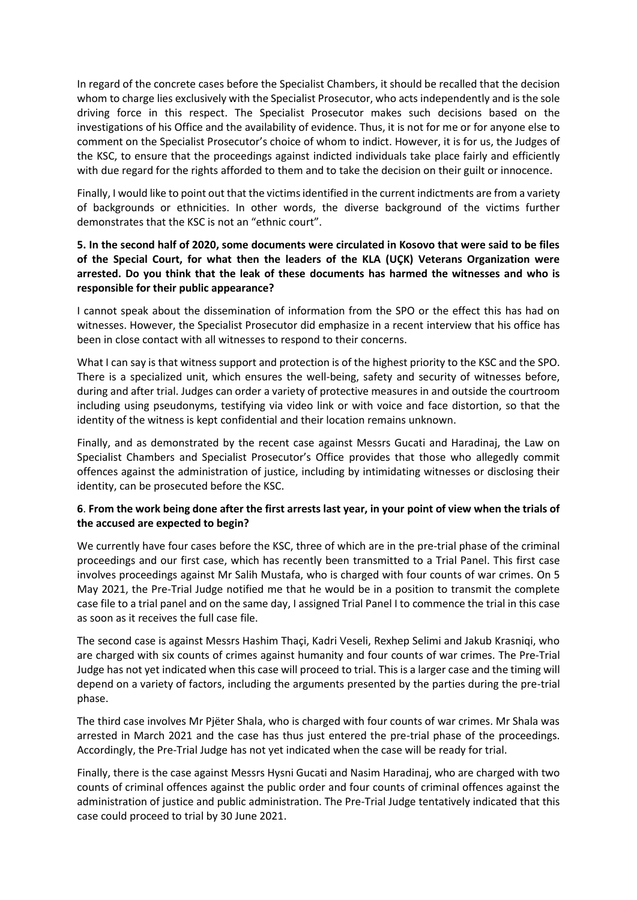In regard of the concrete cases before the Specialist Chambers, it should be recalled that the decision whom to charge lies exclusively with the Specialist Prosecutor, who acts independently and is the sole driving force in this respect. The Specialist Prosecutor makes such decisions based on the investigations of his Office and the availability of evidence. Thus, it is not for me or for anyone else to comment on the Specialist Prosecutor's choice of whom to indict. However, it is for us, the Judges of the KSC, to ensure that the proceedings against indicted individuals take place fairly and efficiently with due regard for the rights afforded to them and to take the decision on their guilt or innocence.

Finally, I would like to point out that the victims identified in the current indictments are from a variety of backgrounds or ethnicities. In other words, the diverse background of the victims further demonstrates that the KSC is not an "ethnic court".

**5. In the second half of 2020, some documents were circulated in Kosovo that were said to be files of the Special Court, for what then the leaders of the KLA (UÇK) Veterans Organization were arrested. Do you think that the leak of these documents has harmed the witnesses and who is responsible for their public appearance?**

I cannot speak about the dissemination of information from the SPO or the effect this has had on witnesses. However, the Specialist Prosecutor did emphasize in a recent interview that his office has been in close contact with all witnesses to respond to their concerns.

What I can say is that witness support and protection is of the highest priority to the KSC and the SPO. There is a specialized unit, which ensures the well-being, safety and security of witnesses before, during and after trial. Judges can order a variety of protective measures in and outside the courtroom including using pseudonyms, testifying via video link or with voice and face distortion, so that the identity of the witness is kept confidential and their location remains unknown.

Finally, and as demonstrated by the recent case against Messrs Gucati and Haradinaj, the Law on Specialist Chambers and Specialist Prosecutor's Office provides that those who allegedly commit offences against the administration of justice, including by intimidating witnesses or disclosing their identity, can be prosecuted before the KSC.

**6. From the work being done after the first arrests last year, in your point of view when the trials of the accused are expected to begin?**

We currently have four cases before the KSC, three of which are in the pre-trial phase of the criminal proceedings and our first case, which has recently been transmitted to a Trial Panel. This first case involves proceedings against Mr Salih Mustafa, who is charged with four counts of war crimes. On 5 May 2021, the Pre-Trial Judge notified me that he would be in a position to transmit the complete case file to a trial panel and on the same day, I assigned Trial Panel I to commence the trial in this case as soon as it receives the full case file.

The second case is against Messrs Hashim Thaçi, Kadri Veseli, Rexhep Selimi and Jakub Krasniqi, who are charged with six counts of crimes against humanity and four counts of war crimes. The Pre-Trial Judge has not yet indicated when this case will proceed to trial. This is a larger case and the timing will depend on a variety of factors, including the arguments presented by the parties during the pre-trial phase.

The third case involves Mr Pjëter Shala, who is charged with four counts of war crimes. Mr Shala was arrested in March 2021 and the case has thus just entered the pre-trial phase of the proceedings. Accordingly, the Pre-Trial Judge has not yet indicated when the case will be ready for trial.

Finally, there is the case against Messrs Hysni Gucati and Nasim Haradinaj, who are charged with two counts of criminal offences against the public order and four counts of criminal offences against the administration of justice and public administration. The Pre-Trial Judge tentatively indicated that this case could proceed to trial by 30 June 2021.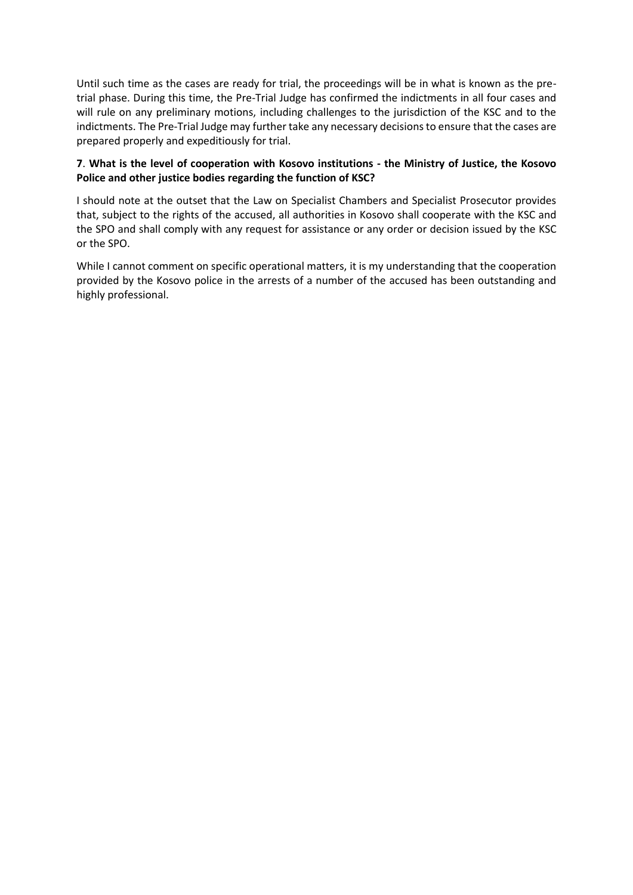Until such time as the cases are ready for trial, the proceedings will be in what is known as the pre-trial phase. During this time, the Pre-Trial Judge has confirmed the indictments in all four cases and will rule on any preliminary motions, including challenges to the jurisdiction of the KSC and to the indictments. The Pre-Trial Judge may further take any necessary decisions to ensure that the cases are prepared properly and expeditiously for trial.

**7**. **What is the level of cooperation with Kosovo institutions - the Ministry of Justice, the Kosovo Police and other justice bodies regarding the function of KSC?**

I should note at the outset that the Law on Specialist Chambers and Specialist Prosecutor provides that, subject to the rights of the accused, all authorities in Kosovo shall cooperate with the KSC and the SPO and shall comply with any request for assistance or any order or decision issued by the KSC or the SPO.

While I cannot comment on specific operational matters, it is my understanding that the cooperation provided by the Kosovo police in the arrests of a number of the accused has been outstanding and highly professional.